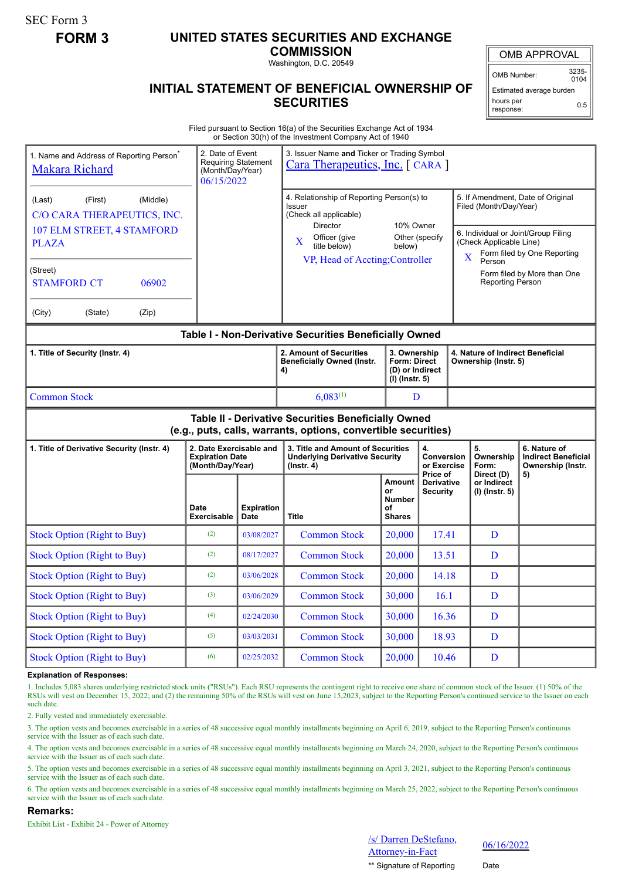SEC Form 3

**FORM 3**

# UNITED STATES SECURITIES AND EXCHANGE COMMISSION

Washington, D.C. 20549

## INITIAL STATEMENT OF BENEFICIAL OWNERSHIP OF SECURITIES

| OMB APPROVAL | |
|---|---|
| OMB Number: | 3235-0104 |
| Estimated average burden | |
| hours per response: | 0.5 |

Filed pursuant to Section 16(a) of the Securities Exchange Act of 1934 or Section 30(h) of the Investment Company Act of 1940

1. Name and Address of Reporting Person*
Makara Richard

(Last) (First) (Middle)
C/O CARA THERAPEUTICS, INC.
107 ELM STREET, 4 STAMFORD PLAZA

(Street)
STAMFORD CT 06902

(City) (State) (Zip)

2. Date of Event Requiring Statement (Month/Day/Year)
06/15/2022

3. Issuer Name **and** Ticker or Trading Symbol
Cara Therapeutics, Inc. [ CARA ]

4. Relationship of Reporting Person(s) to Issuer (Check all applicable)
Director
10% Owner
X Officer (give title below)
Other (specify below)
VP, Head of Accting;Controller

5. If Amendment, Date of Original Filed (Month/Day/Year)

6. Individual or Joint/Group Filing (Check Applicable Line)
X Form filed by One Reporting Person
Form filed by More than One Reporting Person

### Table I - Non-Derivative Securities Beneficially Owned

| 1. Title of Security (Instr. 4) | 2. Amount of Securities Beneficially Owned (Instr. 4) | 3. Ownership Form: Direct (D) or Indirect (I) (Instr. 5) | 4. Nature of Indirect Beneficial Ownership (Instr. 5) |
|---|---|---|---|
| Common Stock | 6,083[(1)] | D | |

### Table II - Derivative Securities Beneficially Owned (e.g., puts, calls, warrants, options, convertible securities)

| 1. Title of Derivative Security (Instr. 4) | 2. Date Exercisable and Expiration Date (Month/Day/Year) | | 3. Title and Amount of Securities Underlying Derivative Security (Instr. 4) | | 4. Conversion or Exercise Price of Derivative Security | 5. Ownership Form: Direct (D) or Indirect (I) (Instr. 5) | 6. Nature of Indirect Beneficial Ownership (Instr. 5) |
|---|---|---|---|---|---|---|---|
| | Date Exercisable | Expiration Date | Title | Amount or Number of Shares | | | |
| Stock Option (Right to Buy) | (2) | 03/08/2027 | Common Stock | 20,000 | 17.41 | D | |
| Stock Option (Right to Buy) | (2) | 08/17/2027 | Common Stock | 20,000 | 13.51 | D | |
| Stock Option (Right to Buy) | (2) | 03/06/2028 | Common Stock | 20,000 | 14.18 | D | |
| Stock Option (Right to Buy) | (3) | 03/06/2029 | Common Stock | 30,000 | 16.1 | D | |
| Stock Option (Right to Buy) | (4) | 02/24/2030 | Common Stock | 30,000 | 16.36 | D | |
| Stock Option (Right to Buy) | (5) | 03/03/2031 | Common Stock | 30,000 | 18.93 | D | |
| Stock Option (Right to Buy) | (6) | 02/25/2032 | Common Stock | 20,000 | 10.46 | D | |

**Explanation of Responses:**

1. Includes 5,083 shares underlying restricted stock units ("RSUs"). Each RSU represents the contingent right to receive one share of common stock of the Issuer. (1) 50% of the RSUs will vest on December 15, 2022; and (2) the remaining 50% of the RSUs will vest on June 15,2023, subject to the Reporting Person's continued service to the Issuer on each such date.

2. Fully vested and immediately exercisable.

3. The option vests and becomes exercisable in a series of 48 successive equal monthly installments beginning on April 6, 2019, subject to the Reporting Person's continuous service with the Issuer as of each such date.

4. The option vests and becomes exercisable in a series of 48 successive equal monthly installments beginning on March 24, 2020, subject to the Reporting Person's continuous service with the Issuer as of each such date.

5. The option vests and becomes exercisable in a series of 48 successive equal monthly installments beginning on April 3, 2021, subject to the Reporting Person's continuous service with the Issuer as of each such date.

6. The option vests and becomes exercisable in a series of 48 successive equal monthly installments beginning on March 25, 2022, subject to the Reporting Person's continuous service with the Issuer as of each such date.

**Remarks:**

Exhibit List - Exhibit 24 - Power of Attorney

/s/ Darren DeStefano, Attorney-in-Fact — 06/16/2022

** Signature of Reporting Person — Date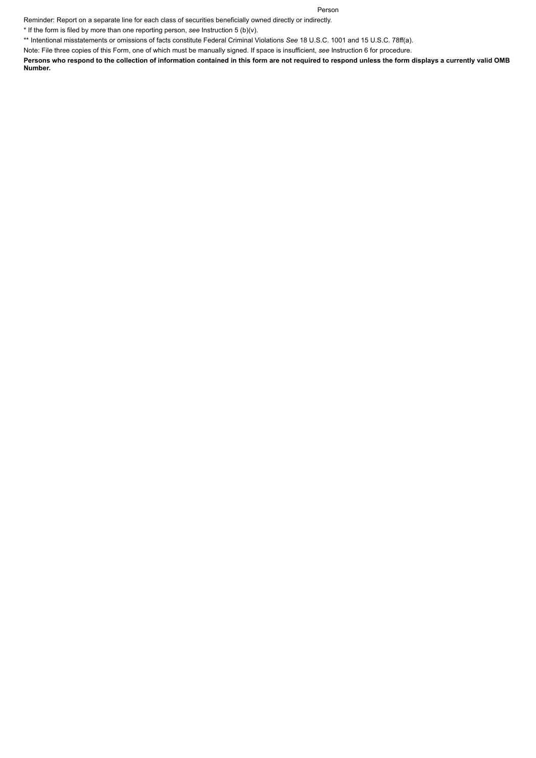Person

Reminder: Report on a separate line for each class of securities beneficially owned directly or indirectly.

* If the form is filed by more than one reporting person, *see* Instruction 5 (b)(v).

** Intentional misstatements or omissions of facts constitute Federal Criminal Violations *See* 18 U.S.C. 1001 and 15 U.S.C. 78ff(a).

Note: File three copies of this Form, one of which must be manually signed. If space is insufficient, *see* Instruction 6 for procedure.

**Persons who respond to the collection of information contained in this form are not required to respond unless the form displays a currently valid OMB Number.**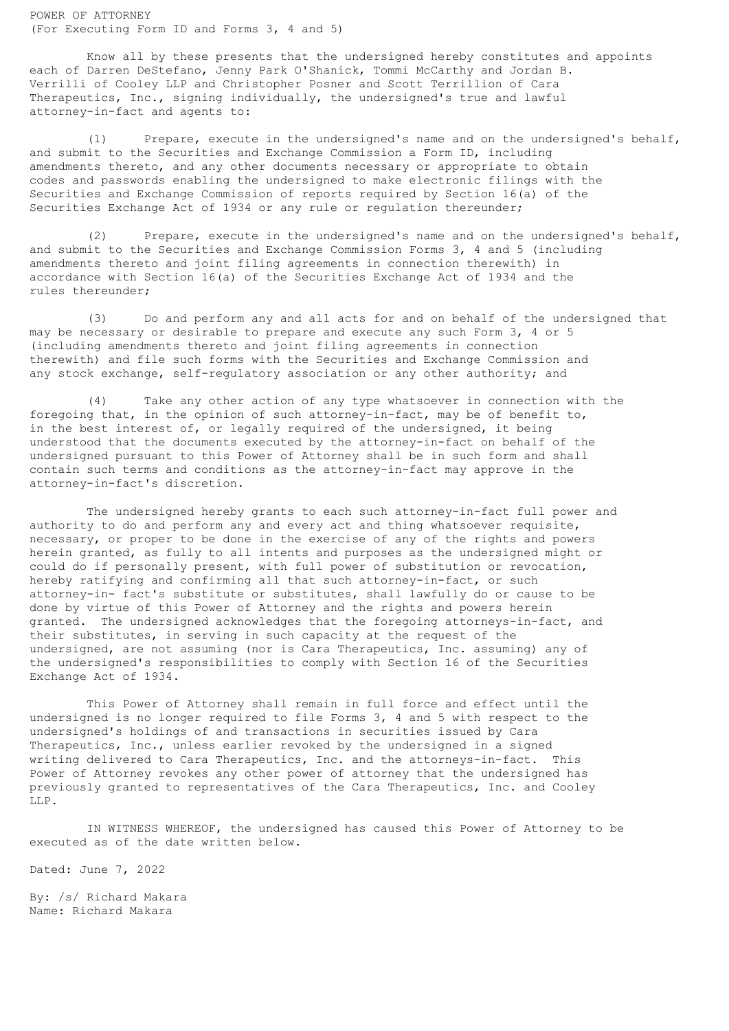POWER OF ATTORNEY
(For Executing Form ID and Forms 3, 4 and 5)

Know all by these presents that the undersigned hereby constitutes and appoints each of Darren DeStefano, Jenny Park O'Shanick, Tommi McCarthy and Jordan B. Verrilli of Cooley LLP and Christopher Posner and Scott Terrillion of Cara Therapeutics, Inc., signing individually, the undersigned's true and lawful attorney-in-fact and agents to:

(1) Prepare, execute in the undersigned's name and on the undersigned's behalf, and submit to the Securities and Exchange Commission a Form ID, including amendments thereto, and any other documents necessary or appropriate to obtain codes and passwords enabling the undersigned to make electronic filings with the Securities and Exchange Commission of reports required by Section 16(a) of the Securities Exchange Act of 1934 or any rule or regulation thereunder;

(2) Prepare, execute in the undersigned's name and on the undersigned's behalf, and submit to the Securities and Exchange Commission Forms 3, 4 and 5 (including amendments thereto and joint filing agreements in connection therewith) in accordance with Section 16(a) of the Securities Exchange Act of 1934 and the rules thereunder;

(3) Do and perform any and all acts for and on behalf of the undersigned that may be necessary or desirable to prepare and execute any such Form 3, 4 or 5 (including amendments thereto and joint filing agreements in connection therewith) and file such forms with the Securities and Exchange Commission and any stock exchange, self-regulatory association or any other authority; and

(4) Take any other action of any type whatsoever in connection with the foregoing that, in the opinion of such attorney-in-fact, may be of benefit to, in the best interest of, or legally required of the undersigned, it being understood that the documents executed by the attorney-in-fact on behalf of the undersigned pursuant to this Power of Attorney shall be in such form and shall contain such terms and conditions as the attorney-in-fact may approve in the attorney-in-fact's discretion.

The undersigned hereby grants to each such attorney-in-fact full power and authority to do and perform any and every act and thing whatsoever requisite, necessary, or proper to be done in the exercise of any of the rights and powers herein granted, as fully to all intents and purposes as the undersigned might or could do if personally present, with full power of substitution or revocation, hereby ratifying and confirming all that such attorney-in-fact, or such attorney-in- fact's substitute or substitutes, shall lawfully do or cause to be done by virtue of this Power of Attorney and the rights and powers herein granted. The undersigned acknowledges that the foregoing attorneys-in-fact, and their substitutes, in serving in such capacity at the request of the undersigned, are not assuming (nor is Cara Therapeutics, Inc. assuming) any of the undersigned's responsibilities to comply with Section 16 of the Securities Exchange Act of 1934.

This Power of Attorney shall remain in full force and effect until the undersigned is no longer required to file Forms 3, 4 and 5 with respect to the undersigned's holdings of and transactions in securities issued by Cara Therapeutics, Inc., unless earlier revoked by the undersigned in a signed writing delivered to Cara Therapeutics, Inc. and the attorneys-in-fact. This Power of Attorney revokes any other power of attorney that the undersigned has previously granted to representatives of the Cara Therapeutics, Inc. and Cooley LLP.

IN WITNESS WHEREOF, the undersigned has caused this Power of Attorney to be executed as of the date written below.

Dated: June 7, 2022

By: /s/ Richard Makara
Name: Richard Makara